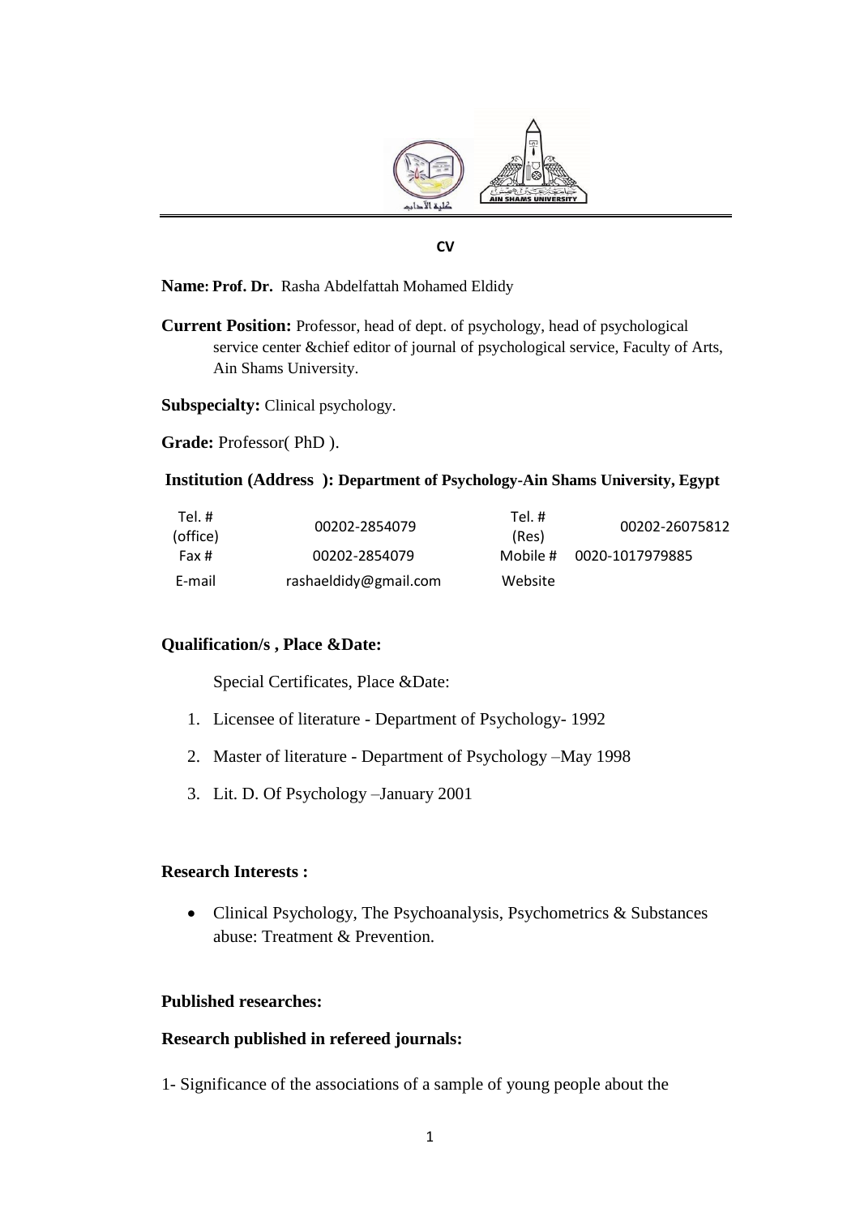**CV**

**Name: Prof. Dr.** Rasha Abdelfattah Mohamed Eldidy

**Current Position:** Professor, head of dept. of psychology, head of psychological service center &chief editor of journal of psychological service, Faculty of Arts, Ain Shams University.

**Subspecialty:** Clinical psychology.

**Grade:** Professor( PhD ).

**Institution (Address ): Department of Psychology-Ain Shams University, Egypt**

| | | | |
|---|---|---|---|
| Tel. # (office) | 00202-2854079 | Tel. # (Res) | 00202-26075812 |
| Fax # | 00202-2854079 | Mobile # | 0020-1017979885 |
| E-mail | rashaeldidy@gmail.com | Website | |

**Qualification/s , Place &Date:**

Special Certificates, Place &Date:

1. Licensee of literature - Department of Psychology- 1992
2. Master of literature - Department of Psychology –May 1998
3. Lit. D. Of Psychology –January 2001

**Research Interests :**

- Clinical Psychology, The Psychoanalysis, Psychometrics & Substances abuse: Treatment & Prevention.

**Published researches:**

**Research published in refereed journals:**

1- Significance of the associations of a sample of young people about the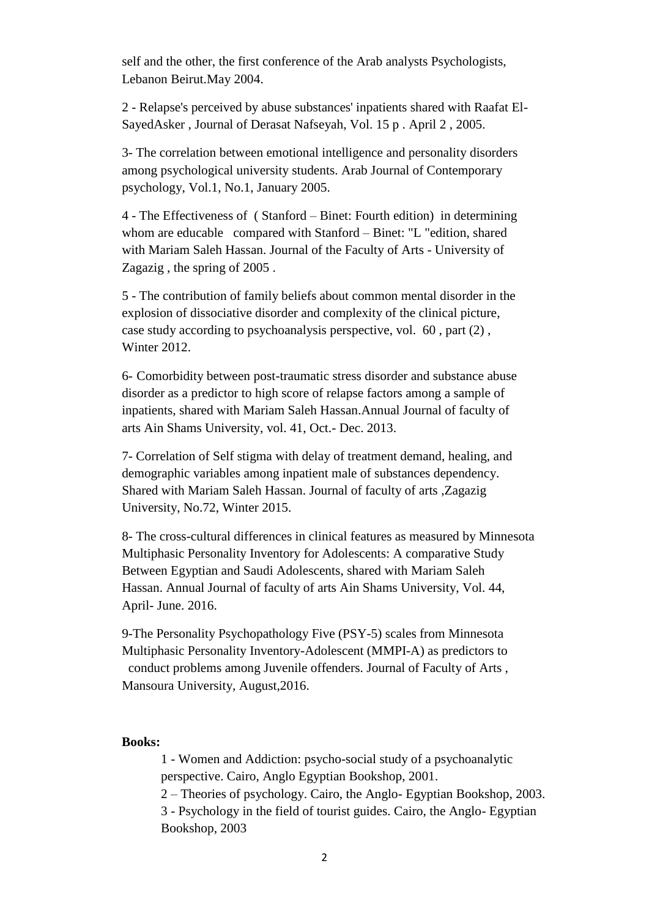self and the other, the first conference of the Arab analysts Psychologists, Lebanon Beirut.May 2004.

2 - Relapse's perceived by abuse substances' inpatients shared with Raafat El-SayedAsker , Journal of Derasat Nafseyah, Vol. 15 p . April 2 , 2005.

3- The correlation between emotional intelligence and personality disorders among psychological university students. Arab Journal of Contemporary psychology, Vol.1, No.1, January 2005.

4 - The Effectiveness of ( Stanford – Binet: Fourth edition) in determining whom are educable compared with Stanford – Binet: "L "edition, shared with Mariam Saleh Hassan. Journal of the Faculty of Arts - University of Zagazig , the spring of 2005 .

5 - The contribution of family beliefs about common mental disorder in the explosion of dissociative disorder and complexity of the clinical picture, case study according to psychoanalysis perspective, vol. 60 , part (2) , Winter 2012.

6- Comorbidity between post-traumatic stress disorder and substance abuse disorder as a predictor to high score of relapse factors among a sample of inpatients, shared with Mariam Saleh Hassan.Annual Journal of faculty of arts Ain Shams University, vol. 41, Oct.- Dec. 2013.

7- Correlation of Self stigma with delay of treatment demand, healing, and demographic variables among inpatient male of substances dependency. Shared with Mariam Saleh Hassan. Journal of faculty of arts ,Zagazig University, No.72, Winter 2015.

8- The cross-cultural differences in clinical features as measured by Minnesota Multiphasic Personality Inventory for Adolescents: A comparative Study Between Egyptian and Saudi Adolescents, shared with Mariam Saleh Hassan. Annual Journal of faculty of arts Ain Shams University, Vol. 44, April- June. 2016.

9-The Personality Psychopathology Five (PSY-5) scales from Minnesota Multiphasic Personality Inventory-Adolescent (MMPI-A) as predictors to conduct problems among Juvenile offenders. Journal of Faculty of Arts , Mansoura University, August,2016.

**Books:**

1 - Women and Addiction: psycho-social study of a psychoanalytic perspective. Cairo, Anglo Egyptian Bookshop, 2001.
2 – Theories of psychology. Cairo, the Anglo- Egyptian Bookshop, 2003.
3 - Psychology in the field of tourist guides. Cairo, the Anglo- Egyptian Bookshop, 2003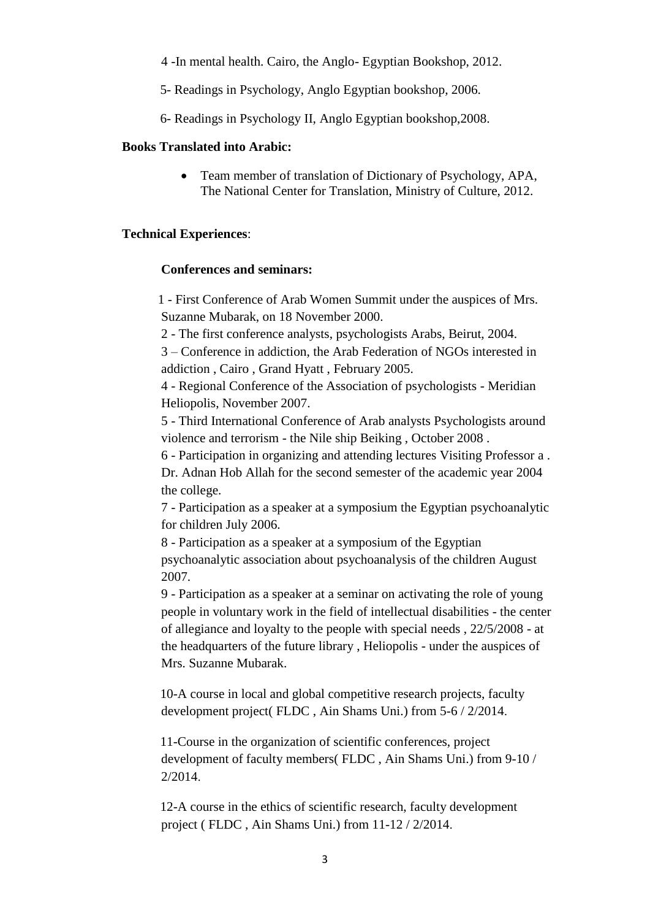4 -In mental health. Cairo, the Anglo- Egyptian Bookshop, 2012.

5- Readings in Psychology, Anglo Egyptian bookshop, 2006.

6- Readings in Psychology II, Anglo Egyptian bookshop,2008.

**Books Translated into Arabic:**

- Team member of translation of Dictionary of Psychology, APA, The National Center for Translation, Ministry of Culture, 2012.

**Technical Experiences**:

**Conferences and seminars:**

1 - First Conference of Arab Women Summit under the auspices of Mrs. Suzanne Mubarak, on 18 November 2000.

2 - The first conference analysts, psychologists Arabs, Beirut, 2004.

3 – Conference in addiction, the Arab Federation of NGOs interested in addiction , Cairo , Grand Hyatt , February 2005.

4 - Regional Conference of the Association of psychologists - Meridian Heliopolis, November 2007.

5 - Third International Conference of Arab analysts Psychologists around violence and terrorism - the Nile ship Beiking , October 2008 .

6 - Participation in organizing and attending lectures Visiting Professor a . Dr. Adnan Hob Allah for the second semester of the academic year 2004 the college.

7 - Participation as a speaker at a symposium the Egyptian psychoanalytic for children July 2006.

8 - Participation as a speaker at a symposium of the Egyptian psychoanalytic association about psychoanalysis of the children August 2007.

9 - Participation as a speaker at a seminar on activating the role of young people in voluntary work in the field of intellectual disabilities - the center of allegiance and loyalty to the people with special needs , 22/5/2008 - at the headquarters of the future library , Heliopolis - under the auspices of Mrs. Suzanne Mubarak.

10-A course in local and global competitive research projects, faculty development project( FLDC , Ain Shams Uni.) from 5-6 / 2/2014.

11-Course in the organization of scientific conferences, project development of faculty members( FLDC , Ain Shams Uni.) from 9-10 / 2/2014.

12-A course in the ethics of scientific research, faculty development project ( FLDC , Ain Shams Uni.) from 11-12 / 2/2014.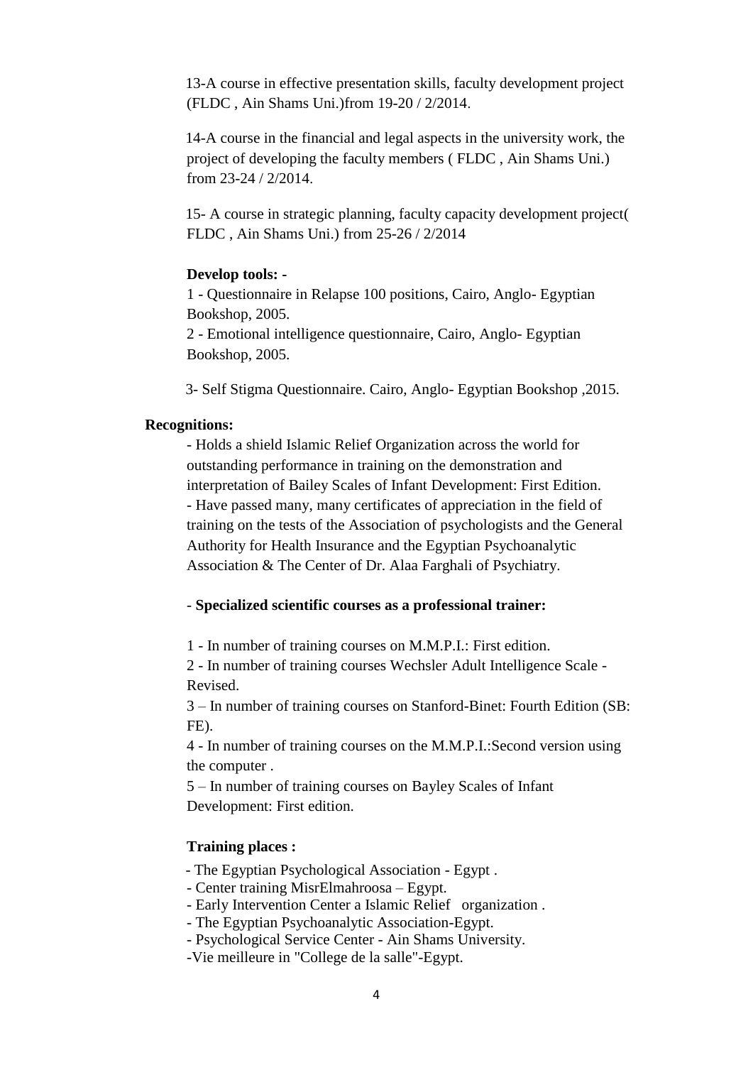13-A course in effective presentation skills, faculty development project (FLDC , Ain Shams Uni.)from 19-20 / 2/2014.

14-A course in the financial and legal aspects in the university work, the project of developing the faculty members ( FLDC , Ain Shams Uni.) from 23-24 / 2/2014.

15- A course in strategic planning, faculty capacity development project( FLDC , Ain Shams Uni.) from 25-26 / 2/2014

**Develop tools: -**

1 - Questionnaire in Relapse 100 positions, Cairo, Anglo- Egyptian Bookshop, 2005.

2 - Emotional intelligence questionnaire, Cairo, Anglo- Egyptian Bookshop, 2005.

3- Self Stigma Questionnaire. Cairo, Anglo- Egyptian Bookshop ,2015.

**Recognitions:**

- Holds a shield Islamic Relief Organization across the world for outstanding performance in training on the demonstration and interpretation of Bailey Scales of Infant Development: First Edition.
- Have passed many, many certificates of appreciation in the field of training on the tests of the Association of psychologists and the General Authority for Health Insurance and the Egyptian Psychoanalytic Association & The Center of Dr. Alaa Farghali of Psychiatry.

- **Specialized scientific courses as a professional trainer:**

1 - In number of training courses on M.M.P.I.: First edition.

2 - In number of training courses Wechsler Adult Intelligence Scale - Revised.

3 – In number of training courses on Stanford-Binet: Fourth Edition (SB: FE).

4 - In number of training courses on the M.M.P.I.:Second version using the computer .

5 – In number of training courses on Bayley Scales of Infant Development: First edition.

**Training places :**

- The Egyptian Psychological Association - Egypt .
- Center training MisrElmahroosa – Egypt.
- Early Intervention Center a Islamic Relief organization .
- The Egyptian Psychoanalytic Association-Egypt.
- Psychological Service Center - Ain Shams University.
- Vie meilleure in "College de la salle"-Egypt.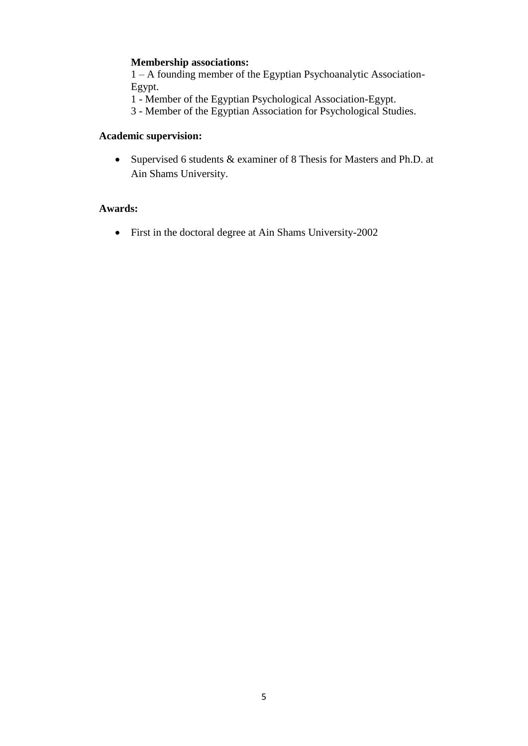**Membership associations:**

1 – A founding member of the Egyptian Psychoanalytic Association-Egypt.
1 - Member of the Egyptian Psychological Association-Egypt.
3 - Member of the Egyptian Association for Psychological Studies.

**Academic supervision:**

- Supervised 6 students & examiner of 8 Thesis for Masters and Ph.D. at Ain Shams University.

**Awards:**

- First in the doctoral degree at Ain Shams University-2002